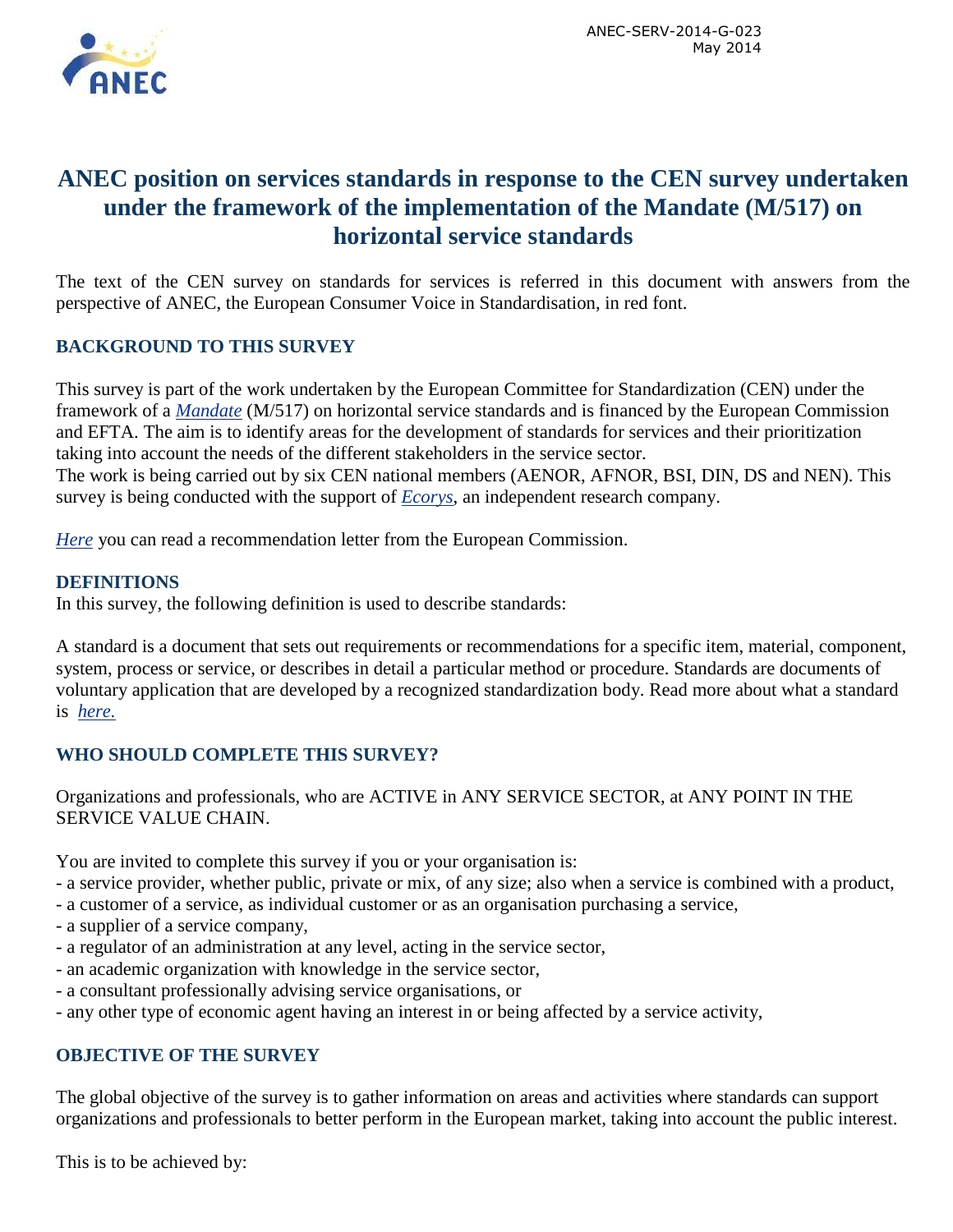ANEC-SERV-2014-G-023
May 2014

# ANEC position on services standards in response to the CEN survey undertaken under the framework of the implementation of the Mandate (M/517) on horizontal service standards

The text of the CEN survey on standards for services is referred in this document with answers from the perspective of ANEC, the European Consumer Voice in Standardisation, in red font.

## BACKGROUND TO THIS SURVEY

This survey is part of the work undertaken by the European Committee for Standardization (CEN) under the framework of a *Mandate* (M/517) on horizontal service standards and is financed by the European Commission and EFTA. The aim is to identify areas for the development of standards for services and their prioritization taking into account the needs of the different stakeholders in the service sector.
The work is being carried out by six CEN national members (AENOR, AFNOR, BSI, DIN, DS and NEN). This survey is being conducted with the support of *Ecorys*, an independent research company.

*Here* you can read a recommendation letter from the European Commission.

## DEFINITIONS

In this survey, the following definition is used to describe standards:

A standard is a document that sets out requirements or recommendations for a specific item, material, component, system, process or service, or describes in detail a particular method or procedure. Standards are documents of voluntary application that are developed by a recognized standardization body. Read more about what a standard is *here.*

## WHO SHOULD COMPLETE THIS SURVEY?

Organizations and professionals, who are ACTIVE in ANY SERVICE SECTOR, at ANY POINT IN THE SERVICE VALUE CHAIN.

You are invited to complete this survey if you or your organisation is:
- a service provider, whether public, private or mix, of any size; also when a service is combined with a product,
- a customer of a service, as individual customer or as an organisation purchasing a service,
- a supplier of a service company,
- a regulator of an administration at any level, acting in the service sector,
- an academic organization with knowledge in the service sector,
- a consultant professionally advising service organisations, or
- any other type of economic agent having an interest in or being affected by a service activity,

## OBJECTIVE OF THE SURVEY

The global objective of the survey is to gather information on areas and activities where standards can support organizations and professionals to better perform in the European market, taking into account the public interest.

This is to be achieved by: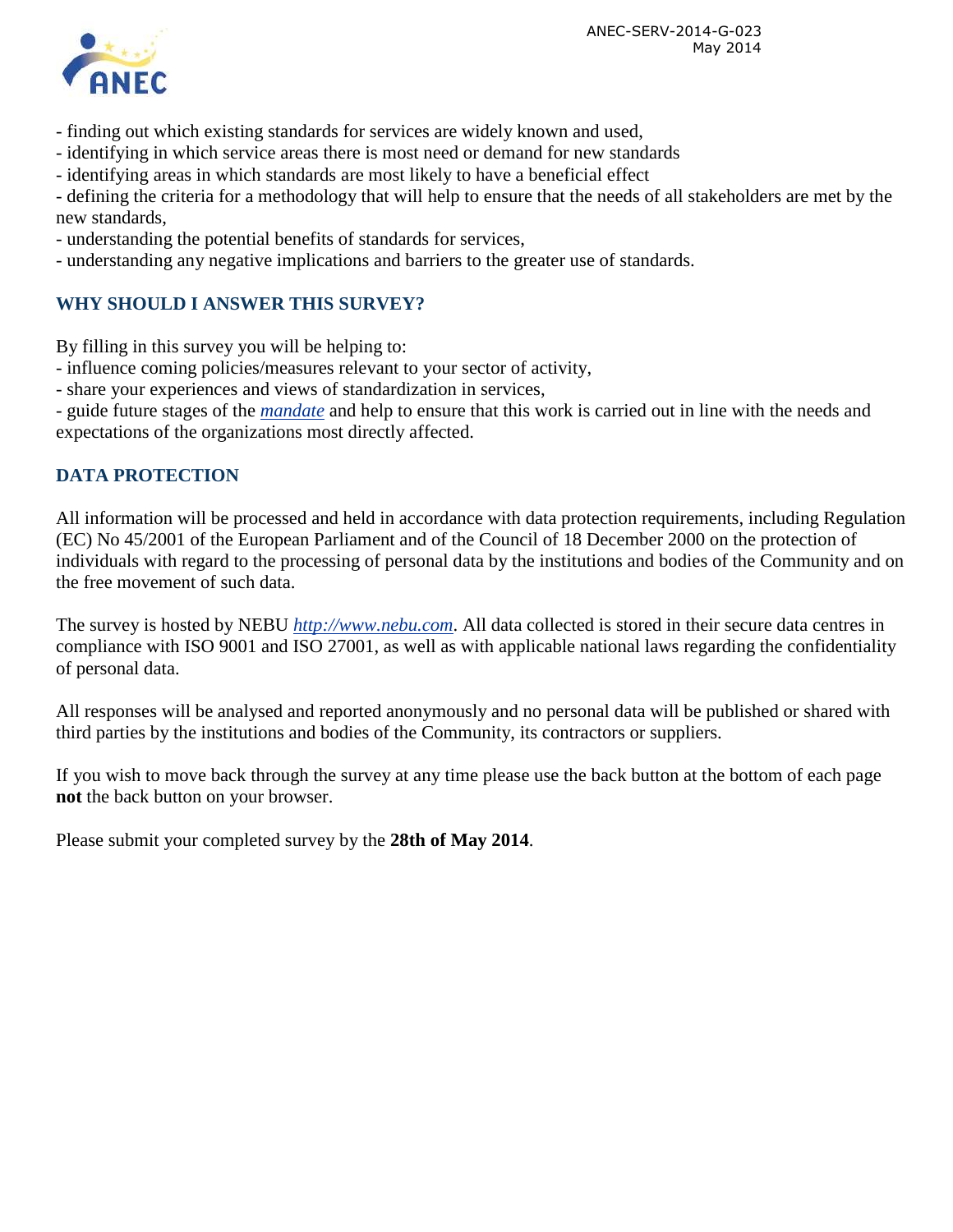- finding out which existing standards for services are widely known and used,
- identifying in which service areas there is most need or demand for new standards
- identifying areas in which standards are most likely to have a beneficial effect
- defining the criteria for a methodology that will help to ensure that the needs of all stakeholders are met by the new standards,
- understanding the potential benefits of standards for services,
- understanding any negative implications and barriers to the greater use of standards.

## WHY SHOULD I ANSWER THIS SURVEY?

By filling in this survey you will be helping to:
- influence coming policies/measures relevant to your sector of activity,
- share your experiences and views of standardization in services,
- guide future stages of the *mandate* and help to ensure that this work is carried out in line with the needs and expectations of the organizations most directly affected.

## DATA PROTECTION

All information will be processed and held in accordance with data protection requirements, including Regulation (EC) No 45/2001 of the European Parliament and of the Council of 18 December 2000 on the protection of individuals with regard to the processing of personal data by the institutions and bodies of the Community and on the free movement of such data.

The survey is hosted by NEBU *http://www.nebu.com*. All data collected is stored in their secure data centres in compliance with ISO 9001 and ISO 27001, as well as with applicable national laws regarding the confidentiality of personal data.

All responses will be analysed and reported anonymously and no personal data will be published or shared with third parties by the institutions and bodies of the Community, its contractors or suppliers.

If you wish to move back through the survey at any time please use the back button at the bottom of each page **not** the back button on your browser.

Please submit your completed survey by the **28th of May 2014**.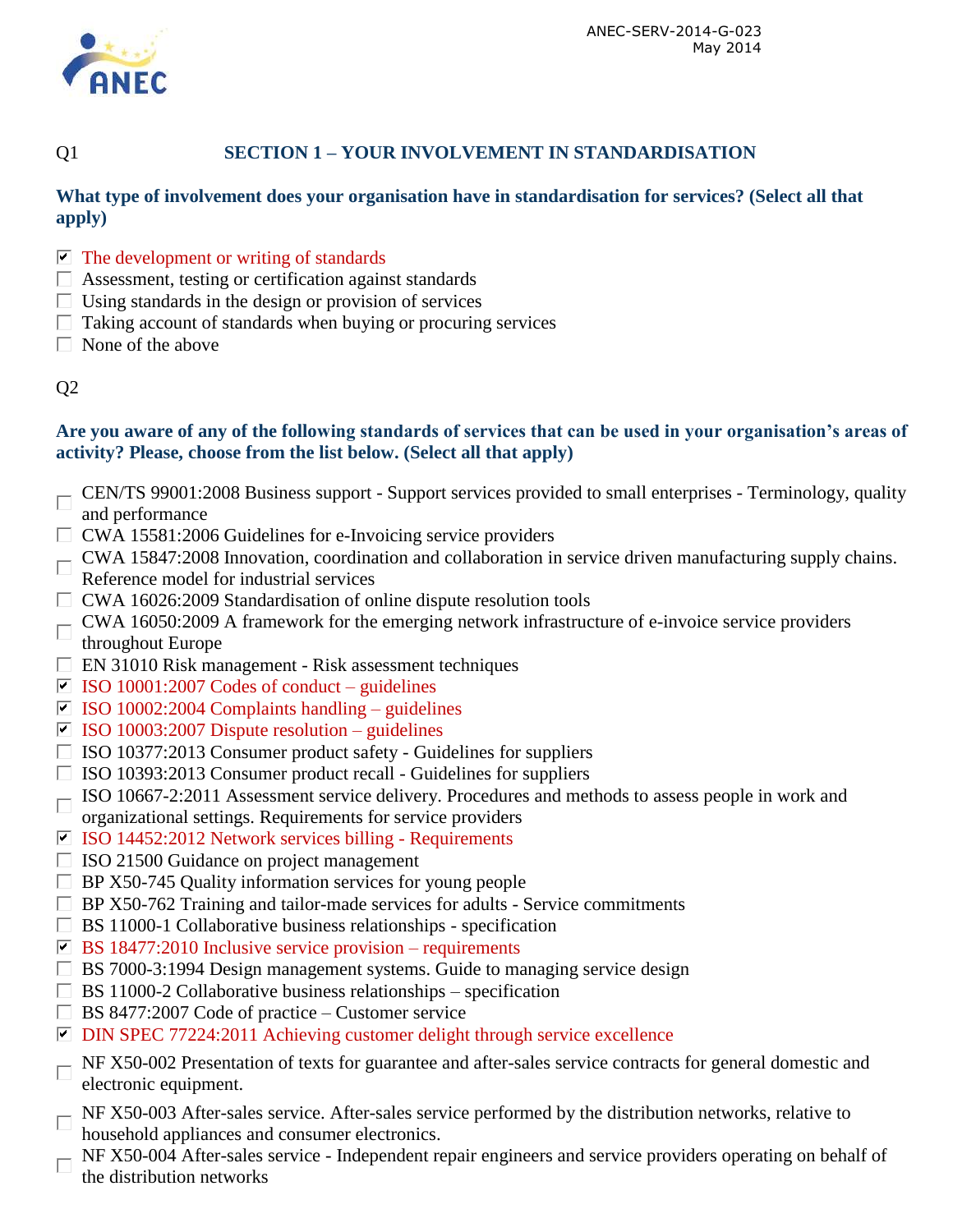ANEC-SERV-2014-G-023
May 2014

Q1 **SECTION 1 – YOUR INVOLVEMENT IN STANDARDISATION**

**What type of involvement does your organisation have in standardisation for services? (Select all that apply)**

- [x] The development or writing of standards
- [ ] Assessment, testing or certification against standards
- [ ] Using standards in the design or provision of services
- [ ] Taking account of standards when buying or procuring services
- [ ] None of the above

Q2

**Are you aware of any of the following standards of services that can be used in your organisation's areas of activity? Please, choose from the list below. (Select all that apply)**

- [ ] CEN/TS 99001:2008 Business support - Support services provided to small enterprises - Terminology, quality and performance
- [ ] CWA 15581:2006 Guidelines for e-Invoicing service providers
- [ ] CWA 15847:2008 Innovation, coordination and collaboration in service driven manufacturing supply chains. Reference model for industrial services
- [ ] CWA 16026:2009 Standardisation of online dispute resolution tools
- [ ] CWA 16050:2009 A framework for the emerging network infrastructure of e-invoice service providers throughout Europe
- [ ] EN 31010 Risk management - Risk assessment techniques
- [x] ISO 10001:2007 Codes of conduct – guidelines
- [x] ISO 10002:2004 Complaints handling – guidelines
- [x] ISO 10003:2007 Dispute resolution – guidelines
- [ ] ISO 10377:2013 Consumer product safety - Guidelines for suppliers
- [ ] ISO 10393:2013 Consumer product recall - Guidelines for suppliers
- [ ] ISO 10667-2:2011 Assessment service delivery. Procedures and methods to assess people in work and organizational settings. Requirements for service providers
- [x] ISO 14452:2012 Network services billing - Requirements
- [ ] ISO 21500 Guidance on project management
- [ ] BP X50-745 Quality information services for young people
- [ ] BP X50-762 Training and tailor-made services for adults - Service commitments
- [ ] BS 11000-1 Collaborative business relationships - specification
- [x] BS 18477:2010 Inclusive service provision – requirements
- [ ] BS 7000-3:1994 Design management systems. Guide to managing service design
- [ ] BS 11000-2 Collaborative business relationships – specification
- [ ] BS 8477:2007 Code of practice – Customer service
- [x] DIN SPEC 77224:2011 Achieving customer delight through service excellence
- [ ] NF X50-002 Presentation of texts for guarantee and after-sales service contracts for general domestic and electronic equipment.
- [ ] NF X50-003 After-sales service. After-sales service performed by the distribution networks, relative to household appliances and consumer electronics.
- [ ] NF X50-004 After-sales service - Independent repair engineers and service providers operating on behalf of the distribution networks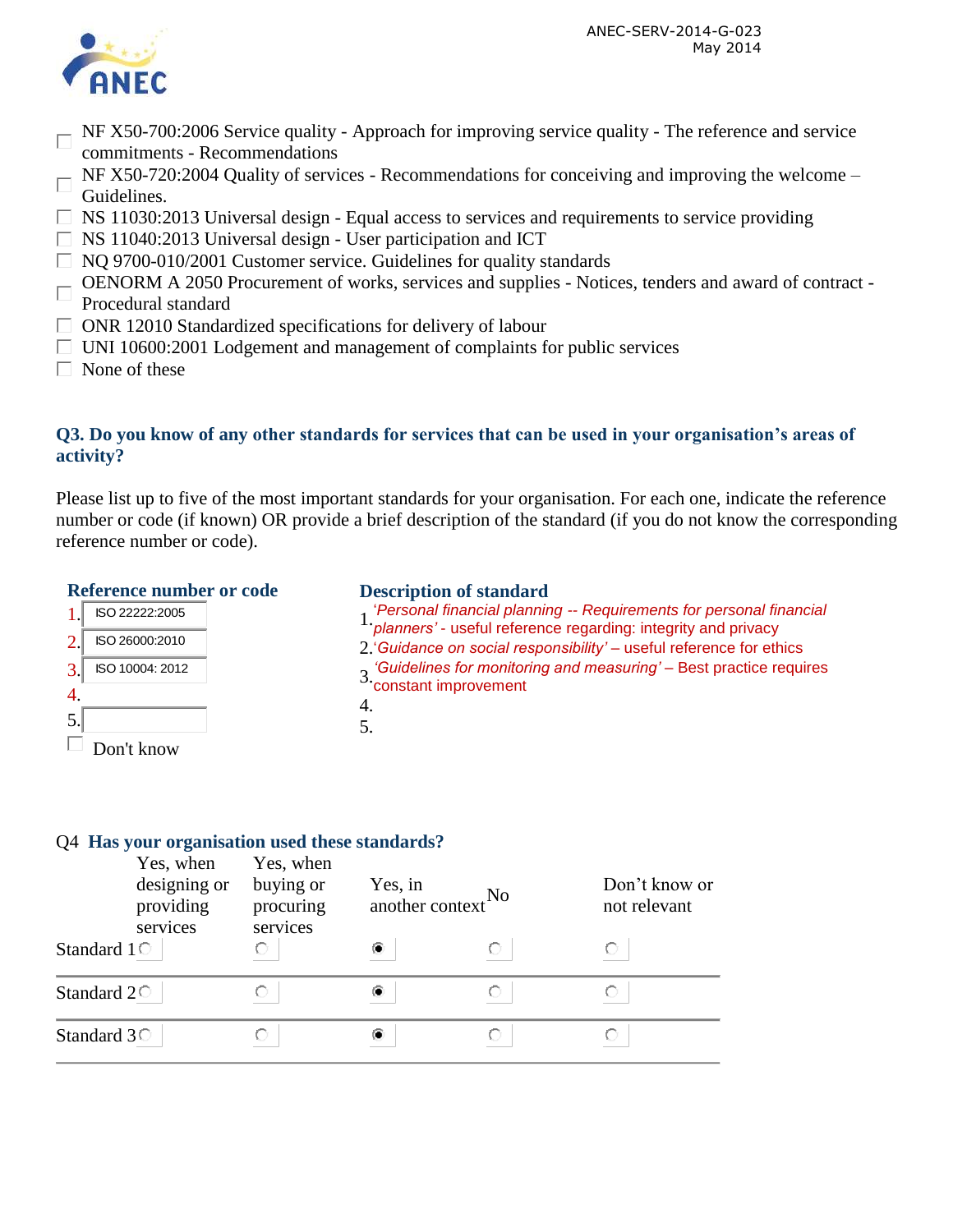- [ ] NF X50-700:2006 Service quality - Approach for improving service quality - The reference and service commitments - Recommendations
- [ ] NF X50-720:2004 Quality of services - Recommendations for conceiving and improving the welcome – Guidelines.
- [ ] NS 11030:2013 Universal design - Equal access to services and requirements to service providing
- [ ] NS 11040:2013 Universal design - User participation and ICT
- [ ] NQ 9700-010/2001 Customer service. Guidelines for quality standards
- [ ] OENORM A 2050 Procurement of works, services and supplies - Notices, tenders and award of contract - Procedural standard
- [ ] ONR 12010 Standardized specifications for delivery of labour
- [ ] UNI 10600:2001 Lodgement and management of complaints for public services
- [ ] None of these

### Q3. Do you know of any other standards for services that can be used in your organisation's areas of activity?

Please list up to five of the most important standards for your organisation. For each one, indicate the reference number or code (if known) OR provide a brief description of the standard (if you do not know the corresponding reference number or code).

| | Reference number or code | Description of standard |
|---|---|---|
| 1. | ISO 22222:2005 | *'Personal financial planning -- Requirements for personal financial planners'* - useful reference regarding: integrity and privacy |
| 2. | ISO 26000:2010 | *'Guidance on social responsibility'* – useful reference for ethics |
| 3. | ISO 10004: 2012 | *'Guidelines for monitoring and measuring'* – Best practice requires constant improvement |
| 4. | | |
| 5. | | |

- [ ] Don't know

### Q4 Has your organisation used these standards?

| | Yes, when designing or providing services | Yes, when buying or procuring services | Yes, in another context | No | Don't know or not relevant |
|---|---|---|---|---|---|
| Standard 1 | ○ | ○ | ● | ○ | ○ |
| Standard 2 | ○ | ○ | ● | ○ | ○ |
| Standard 3 | ○ | ○ | ● | ○ | ○ |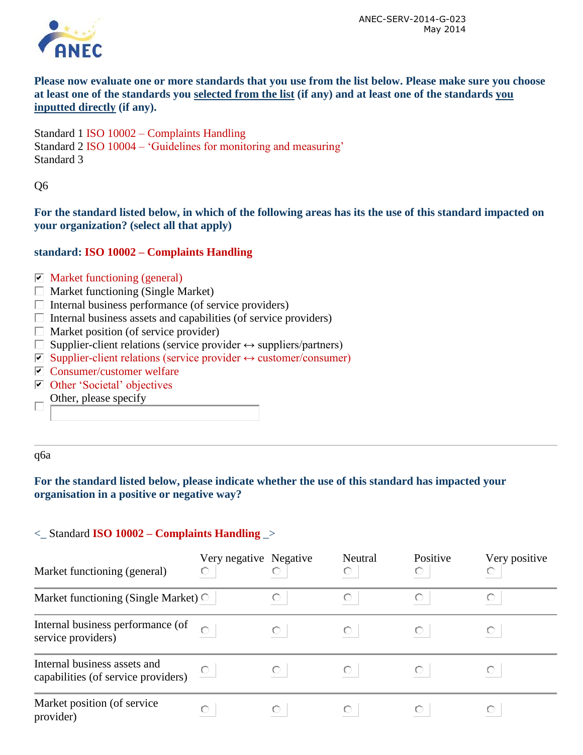**Please now evaluate one or more standards that you use from the list below. Please make sure you choose at least one of the standards you selected from the list (if any) and at least one of the standards you inputted directly (if any).**

Standard 1 ISO 10002 – Complaints Handling
Standard 2 ISO 10004 – 'Guidelines for monitoring and measuring'
Standard 3

Q6

**For the standard listed below, in which of the following areas has its the use of this standard impacted on your organization? (select all that apply)**

**standard: ISO 10002 – Complaints Handling**

- [x] Market functioning (general)
- [ ] Market functioning (Single Market)
- [ ] Internal business performance (of service providers)
- [ ] Internal business assets and capabilities (of service providers)
- [ ] Market position (of service provider)
- [ ] Supplier-client relations (service provider ↔ suppliers/partners)
- [x] Supplier-client relations (service provider ↔ customer/consumer)
- [x] Consumer/customer welfare
- [x] Other 'Societal' objectives
- [ ] Other, please specify ______

---

q6a

**For the standard listed below, please indicate whether the use of this standard has impacted your organisation in a positive or negative way?**

<_ Standard **ISO 10002 – Complaints Handling** _>

| | Very negative | Negative | Neutral | Positive | Very positive |
|---|---|---|---|---|---|
| Market functioning (general) | ○ | ○ | ○ | ○ | ○ |
| Market functioning (Single Market) | ○ | ○ | ○ | ○ | ○ |
| Internal business performance (of service providers) | ○ | ○ | ○ | ○ | ○ |
| Internal business assets and capabilities (of service providers) | ○ | ○ | ○ | ○ | ○ |
| Market position (of service provider) | ○ | ○ | ○ | ○ | ○ |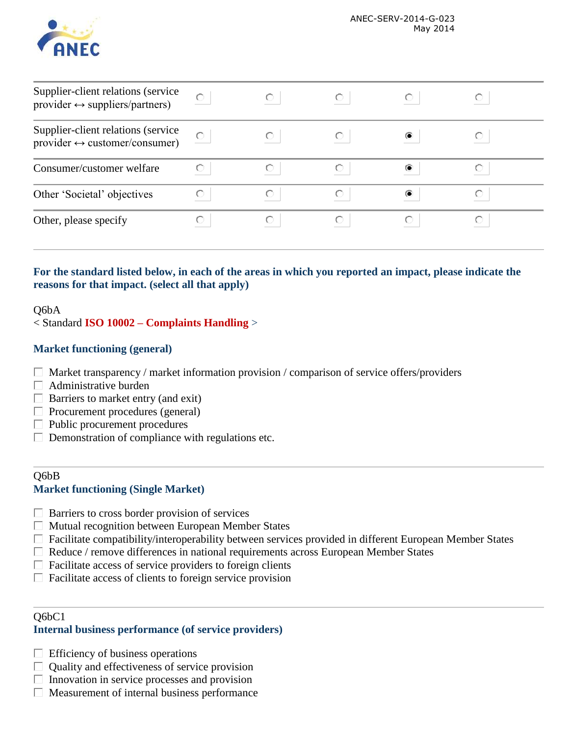| | | | | | |
|---|---|---|---|---|---|
| Supplier-client relations (service provider ↔ suppliers/partners) | ○ | ○ | ○ | ○ | ○ |
| Supplier-client relations (service provider ↔ customer/consumer) | ○ | ○ | ○ | ◉ | ○ |
| Consumer/customer welfare | ○ | ○ | ○ | ◉ | ○ |
| Other 'Societal' objectives | ○ | ○ | ○ | ◉ | ○ |
| Other, please specify | ○ | ○ | ○ | ○ | ○ |

**For the standard listed below, in each of the areas in which you reported an impact, please indicate the reasons for that impact. (select all that apply)**

Q6bA
< Standard **ISO 10002 – Complaints Handling** >

**Market functioning (general)**

- ☐ Market transparency / market information provision / comparison of service offers/providers
- ☐ Administrative burden
- ☐ Barriers to market entry (and exit)
- ☐ Procurement procedures (general)
- ☐ Public procurement procedures
- ☐ Demonstration of compliance with regulations etc.

Q6bB
**Market functioning (Single Market)**

- ☐ Barriers to cross border provision of services
- ☐ Mutual recognition between European Member States
- ☐ Facilitate compatibility/interoperability between services provided in different European Member States
- ☐ Reduce / remove differences in national requirements across European Member States
- ☐ Facilitate access of service providers to foreign clients
- ☐ Facilitate access of clients to foreign service provision

Q6bC1
**Internal business performance (of service providers)**

- ☐ Efficiency of business operations
- ☐ Quality and effectiveness of service provision
- ☐ Innovation in service processes and provision
- ☐ Measurement of internal business performance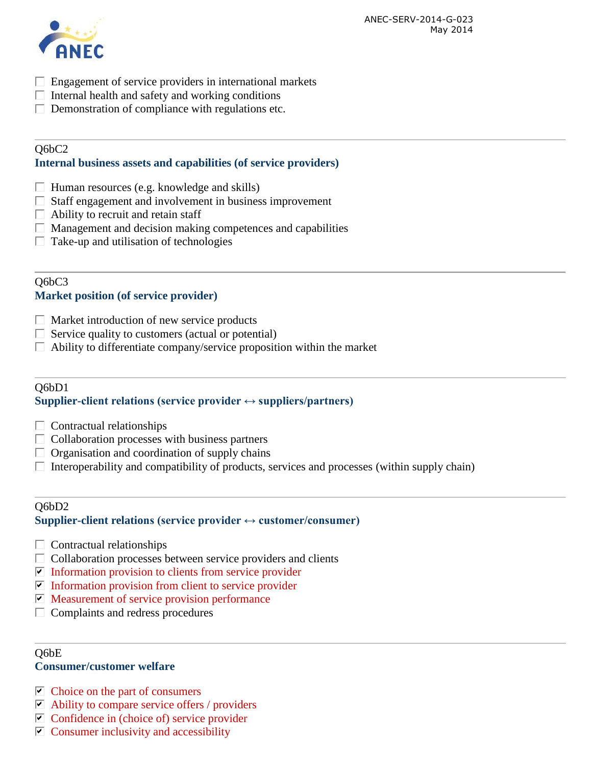- [ ] Engagement of service providers in international markets
- [ ] Internal health and safety and working conditions
- [ ] Demonstration of compliance with regulations etc.

---

Q6bC2

**Internal business assets and capabilities (of service providers)**

- [ ] Human resources (e.g. knowledge and skills)
- [ ] Staff engagement and involvement in business improvement
- [ ] Ability to recruit and retain staff
- [ ] Management and decision making competences and capabilities
- [ ] Take-up and utilisation of technologies

---

Q6bC3

**Market position (of service provider)**

- [ ] Market introduction of new service products
- [ ] Service quality to customers (actual or potential)
- [ ] Ability to differentiate company/service proposition within the market

---

Q6bD1

**Supplier-client relations (service provider ↔ suppliers/partners)**

- [ ] Contractual relationships
- [ ] Collaboration processes with business partners
- [ ] Organisation and coordination of supply chains
- [ ] Interoperability and compatibility of products, services and processes (within supply chain)

---

Q6bD2

**Supplier-client relations (service provider ↔ customer/consumer)**

- [ ] Contractual relationships
- [ ] Collaboration processes between service providers and clients
- [x] Information provision to clients from service provider
- [x] Information provision from client to service provider
- [x] Measurement of service provision performance
- [ ] Complaints and redress procedures

---

Q6bE

**Consumer/customer welfare**

- [x] Choice on the part of consumers
- [x] Ability to compare service offers / providers
- [x] Confidence in (choice of) service provider
- [x] Consumer inclusivity and accessibility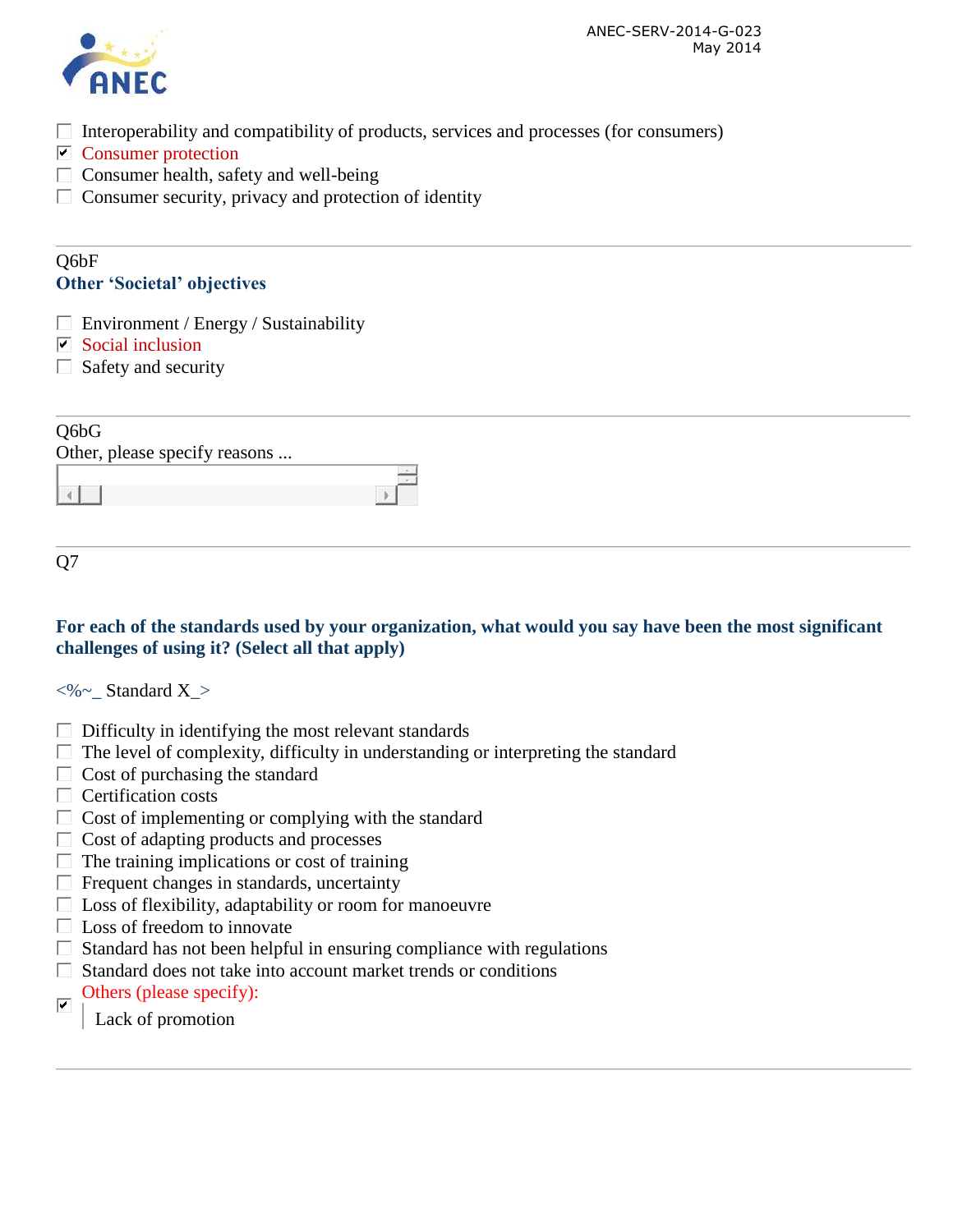- [ ] Interoperability and compatibility of products, services and processes (for consumers)
- [x] Consumer protection
- [ ] Consumer health, safety and well-being
- [ ] Consumer security, privacy and protection of identity

---

Q6bF

**Other 'Societal' objectives**

- [ ] Environment / Energy / Sustainability
- [x] Social inclusion
- [ ] Safety and security

---

Q6bG

Other, please specify reasons ...

---

Q7

**For each of the standards used by your organization, what would you say have been the most significant challenges of using it? (Select all that apply)**

<%~_ Standard X_>

- [ ] Difficulty in identifying the most relevant standards
- [ ] The level of complexity, difficulty in understanding or interpreting the standard
- [ ] Cost of purchasing the standard
- [ ] Certification costs
- [ ] Cost of implementing or complying with the standard
- [ ] Cost of adapting products and processes
- [ ] The training implications or cost of training
- [ ] Frequent changes in standards, uncertainty
- [ ] Loss of flexibility, adaptability or room for manoeuvre
- [ ] Loss of freedom to innovate
- [ ] Standard has not been helpful in ensuring compliance with regulations
- [ ] Standard does not take into account market trends or conditions
- [x] Others (please specify):
  Lack of promotion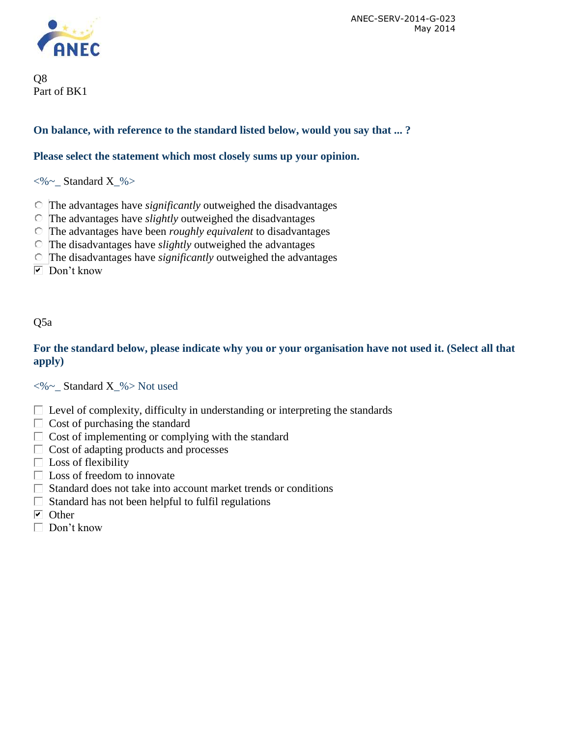Q8
Part of BK1

**On balance, with reference to the standard listed below, would you say that ... ?**

**Please select the statement which most closely sums up your opinion.**

<%~_ Standard X_%>

- ○ The advantages have *significantly* outweighed the disadvantages
- ○ The advantages have *slightly* outweighed the disadvantages
- ○ The advantages have been *roughly equivalent* to disadvantages
- ○ The disadvantages have *slightly* outweighed the advantages
- ○ The disadvantages have *significantly* outweighed the advantages
- ☑ Don't know

Q5a

**For the standard below, please indicate why you or your organisation have not used it. (Select all that apply)**

<%~_ Standard X_%> Not used

- ☐ Level of complexity, difficulty in understanding or interpreting the standards
- ☐ Cost of purchasing the standard
- ☐ Cost of implementing or complying with the standard
- ☐ Cost of adapting products and processes
- ☐ Loss of flexibility
- ☐ Loss of freedom to innovate
- ☐ Standard does not take into account market trends or conditions
- ☐ Standard has not been helpful to fulfil regulations
- ☑ Other
- ☐ Don't know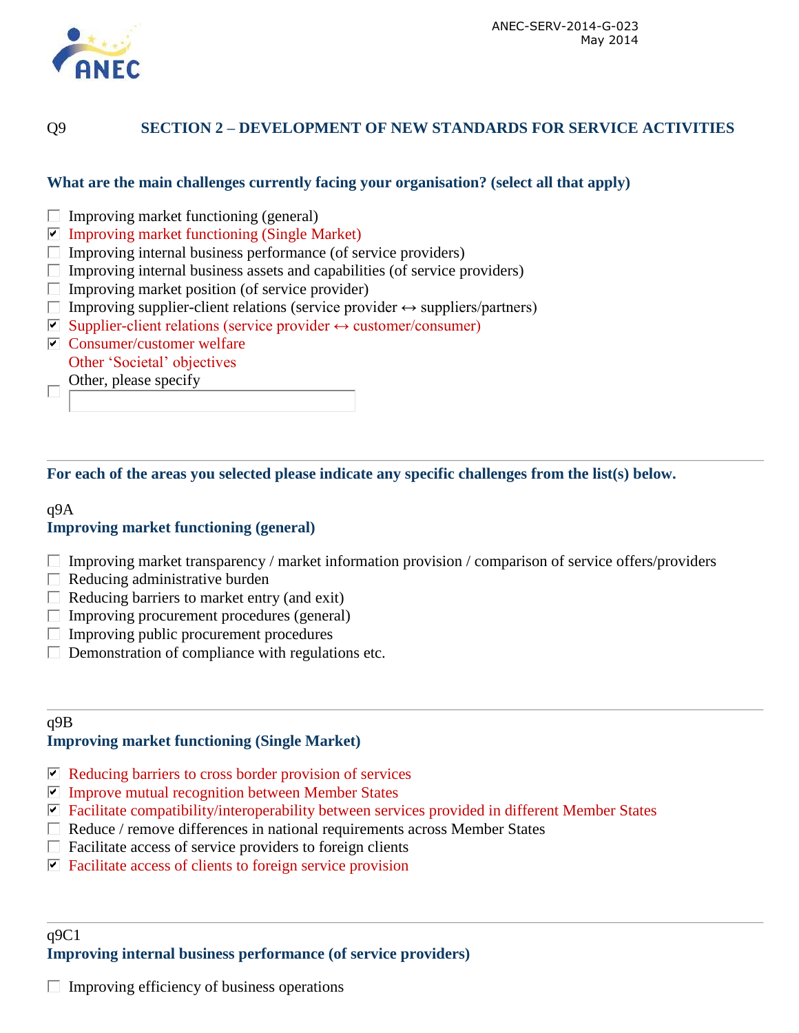Q9 **SECTION 2 – DEVELOPMENT OF NEW STANDARDS FOR SERVICE ACTIVITIES**

**What are the main challenges currently facing your organisation? (select all that apply)**

- ☐ Improving market functioning (general)
- ☑ Improving market functioning (Single Market)
- ☐ Improving internal business performance (of service providers)
- ☐ Improving internal business assets and capabilities (of service providers)
- ☐ Improving market position (of service provider)
- ☐ Improving supplier-client relations (service provider ↔ suppliers/partners)
- ☑ Supplier-client relations (service provider ↔ customer/consumer)
- ☑ Consumer/customer welfare
- Other 'Societal' objectives
- ☐ Other, please specify

---

**For each of the areas you selected please indicate any specific challenges from the list(s) below.**

q9A
**Improving market functioning (general)**

- ☐ Improving market transparency / market information provision / comparison of service offers/providers
- ☐ Reducing administrative burden
- ☐ Reducing barriers to market entry (and exit)
- ☐ Improving procurement procedures (general)
- ☐ Improving public procurement procedures
- ☐ Demonstration of compliance with regulations etc.

---

q9B
**Improving market functioning (Single Market)**

- ☑ Reducing barriers to cross border provision of services
- ☑ Improve mutual recognition between Member States
- ☑ Facilitate compatibility/interoperability between services provided in different Member States
- ☐ Reduce / remove differences in national requirements across Member States
- ☐ Facilitate access of service providers to foreign clients
- ☑ Facilitate access of clients to foreign service provision

---

q9C1
**Improving internal business performance (of service providers)**

- ☐ Improving efficiency of business operations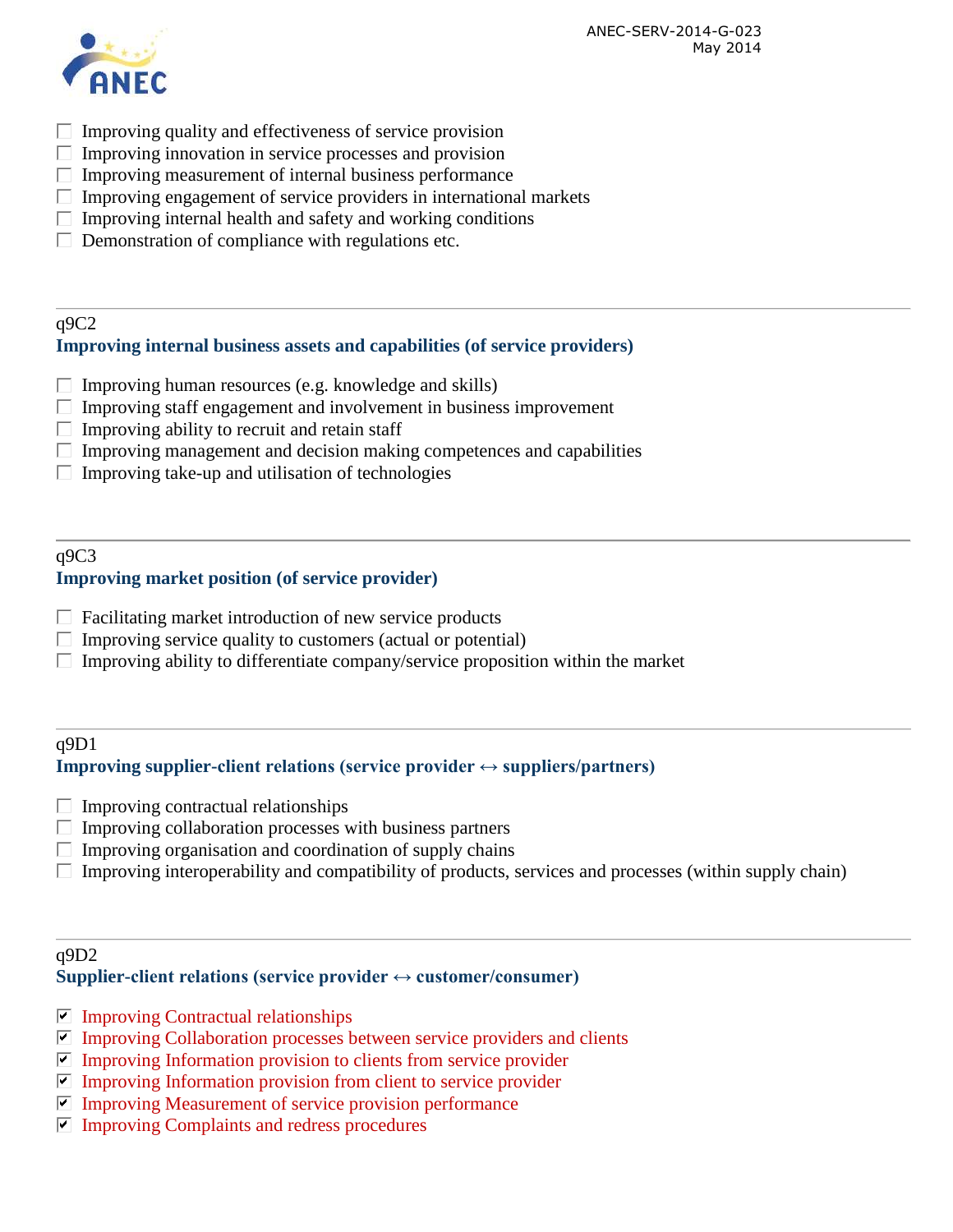- [ ] Improving quality and effectiveness of service provision
- [ ] Improving innovation in service processes and provision
- [ ] Improving measurement of internal business performance
- [ ] Improving engagement of service providers in international markets
- [ ] Improving internal health and safety and working conditions
- [ ] Demonstration of compliance with regulations etc.

---

q9C2

**Improving internal business assets and capabilities (of service providers)**

- [ ] Improving human resources (e.g. knowledge and skills)
- [ ] Improving staff engagement and involvement in business improvement
- [ ] Improving ability to recruit and retain staff
- [ ] Improving management and decision making competences and capabilities
- [ ] Improving take-up and utilisation of technologies

---

q9C3

**Improving market position (of service provider)**

- [ ] Facilitating market introduction of new service products
- [ ] Improving service quality to customers (actual or potential)
- [ ] Improving ability to differentiate company/service proposition within the market

---

q9D1

**Improving supplier-client relations (service provider ↔ suppliers/partners)**

- [ ] Improving contractual relationships
- [ ] Improving collaboration processes with business partners
- [ ] Improving organisation and coordination of supply chains
- [ ] Improving interoperability and compatibility of products, services and processes (within supply chain)

---

q9D2

**Supplier-client relations (service provider ↔ customer/consumer)**

- [x] Improving Contractual relationships
- [x] Improving Collaboration processes between service providers and clients
- [x] Improving Information provision to clients from service provider
- [x] Improving Information provision from client to service provider
- [x] Improving Measurement of service provision performance
- [x] Improving Complaints and redress procedures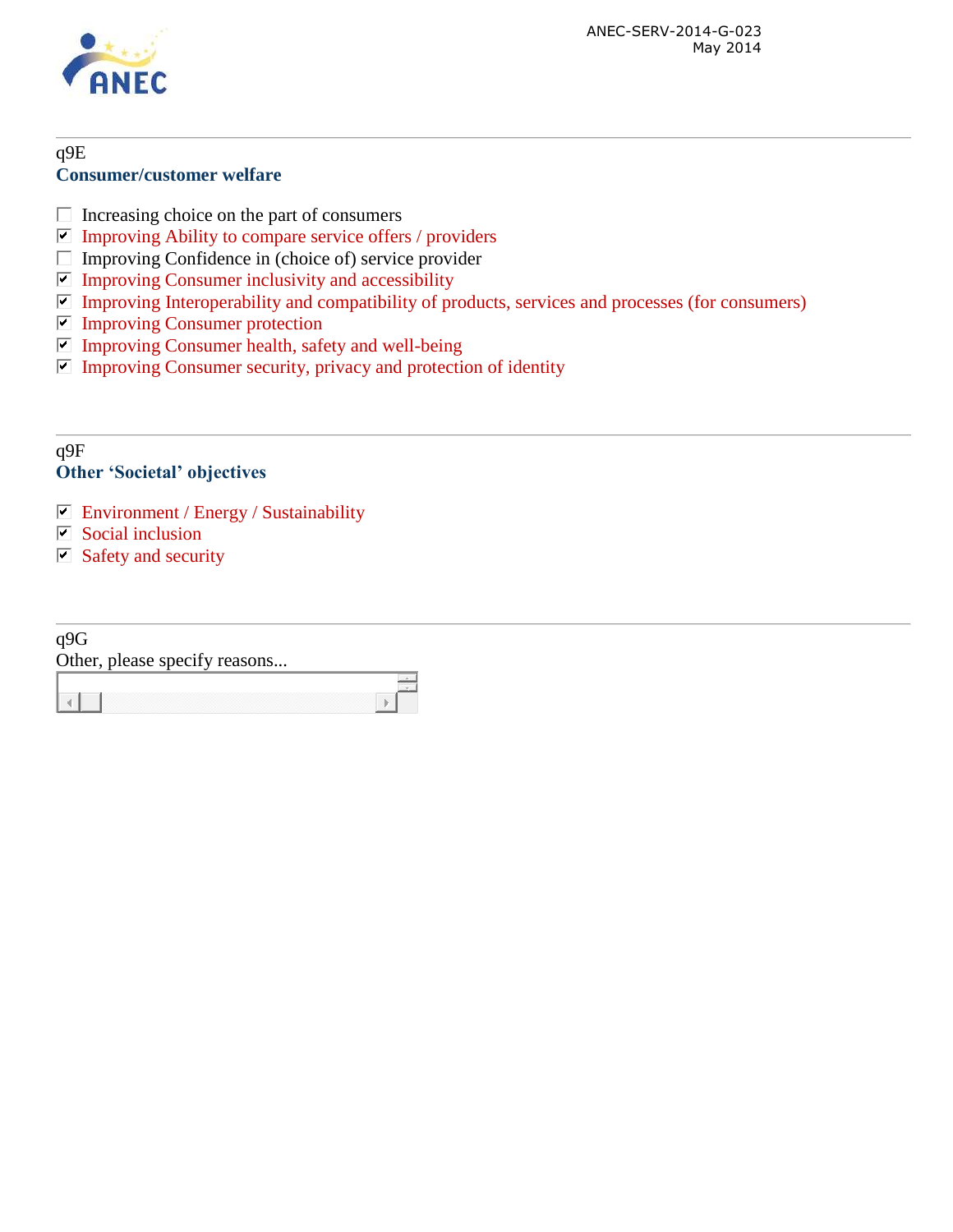q9E

**Consumer/customer welfare**

- [ ] Increasing choice on the part of consumers
- [x] Improving Ability to compare service offers / providers
- [ ] Improving Confidence in (choice of) service provider
- [x] Improving Consumer inclusivity and accessibility
- [x] Improving Interoperability and compatibility of products, services and processes (for consumers)
- [x] Improving Consumer protection
- [x] Improving Consumer health, safety and well-being
- [x] Improving Consumer security, privacy and protection of identity

---

q9F

**Other 'Societal' objectives**

- [x] Environment / Energy / Sustainability
- [x] Social inclusion
- [x] Safety and security

---

q9G

Other, please specify reasons...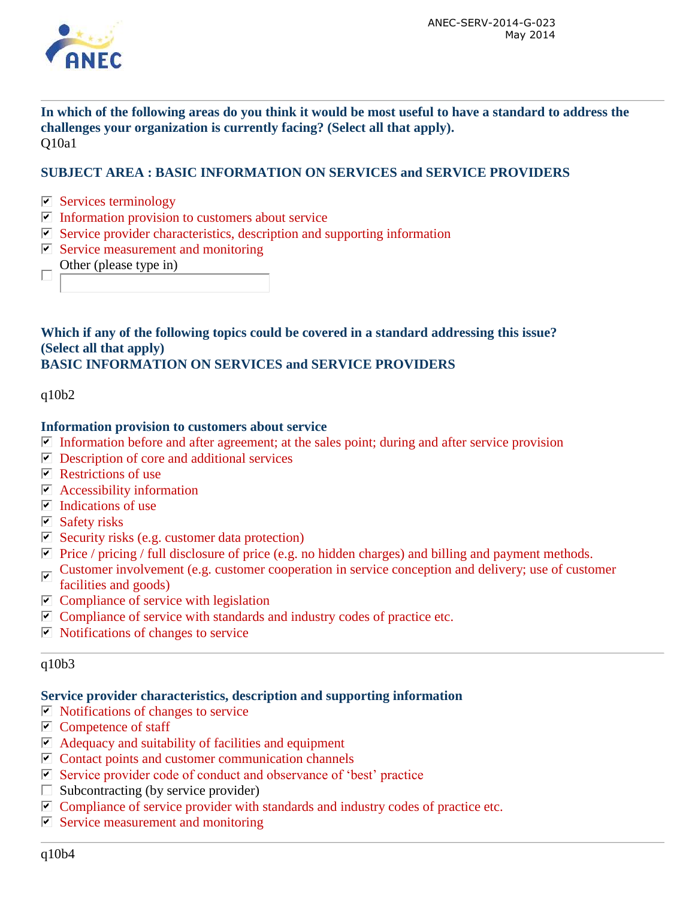**In which of the following areas do you think it would be most useful to have a standard to address the challenges your organization is currently facing? (Select all that apply).**

Q10a1

**SUBJECT AREA : BASIC INFORMATION ON SERVICES and SERVICE PROVIDERS**

- [x] Services terminology
- [x] Information provision to customers about service
- [x] Service provider characteristics, description and supporting information
- [x] Service measurement and monitoring
- [ ] Other (please type in)

**Which if any of the following topics could be covered in a standard addressing this issue? (Select all that apply)**

**BASIC INFORMATION ON SERVICES and SERVICE PROVIDERS**

q10b2

**Information provision to customers about service**

- [x] Information before and after agreement; at the sales point; during and after service provision
- [x] Description of core and additional services
- [x] Restrictions of use
- [x] Accessibility information
- [x] Indications of use
- [x] Safety risks
- [x] Security risks (e.g. customer data protection)
- [x] Price / pricing / full disclosure of price (e.g. no hidden charges) and billing and payment methods.
- [x] Customer involvement (e.g. customer cooperation in service conception and delivery; use of customer facilities and goods)
- [x] Compliance of service with legislation
- [x] Compliance of service with standards and industry codes of practice etc.
- [x] Notifications of changes to service

q10b3

**Service provider characteristics, description and supporting information**

- [x] Notifications of changes to service
- [x] Competence of staff
- [x] Adequacy and suitability of facilities and equipment
- [x] Contact points and customer communication channels
- [x] Service provider code of conduct and observance of 'best' practice
- [ ] Subcontracting (by service provider)
- [x] Compliance of service provider with standards and industry codes of practice etc.
- [x] Service measurement and monitoring

q10b4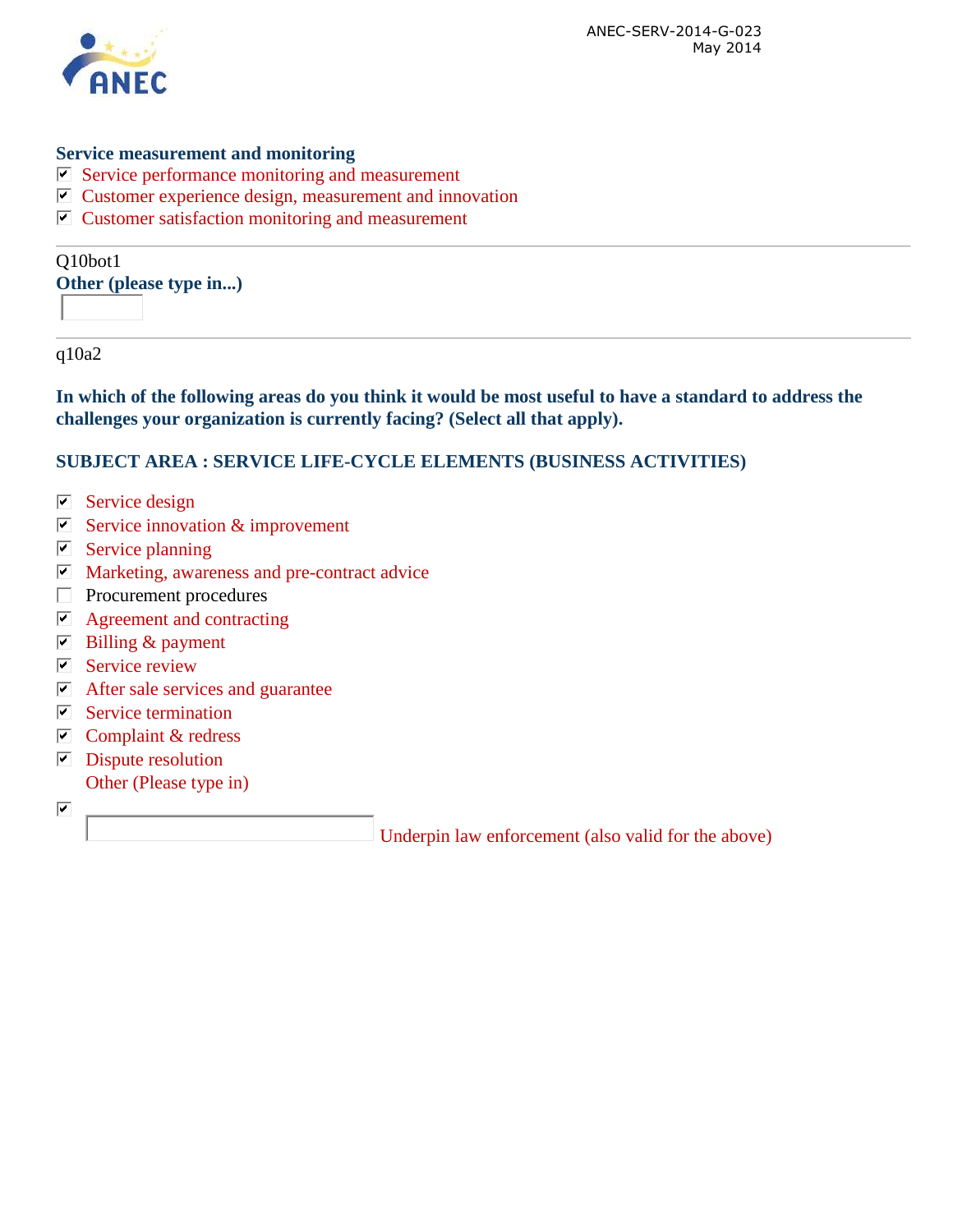**Service measurement and monitoring**

- [x] Service performance monitoring and measurement
- [x] Customer experience design, measurement and innovation
- [x] Customer satisfaction monitoring and measurement

---

Q10bot1

**Other (please type in...)**

---

q10a2

**In which of the following areas do you think it would be most useful to have a standard to address the challenges your organization is currently facing? (Select all that apply).**

**SUBJECT AREA : SERVICE LIFE-CYCLE ELEMENTS (BUSINESS ACTIVITIES)**

- [x] Service design
- [x] Service innovation & improvement
- [x] Service planning
- [x] Marketing, awareness and pre-contract advice
- [ ] Procurement procedures
- [x] Agreement and contracting
- [x] Billing & payment
- [x] Service review
- [x] After sale services and guarantee
- [x] Service termination
- [x] Complaint & redress
- [x] Dispute resolution
- [x] Other (Please type in)

Underpin law enforcement (also valid for the above)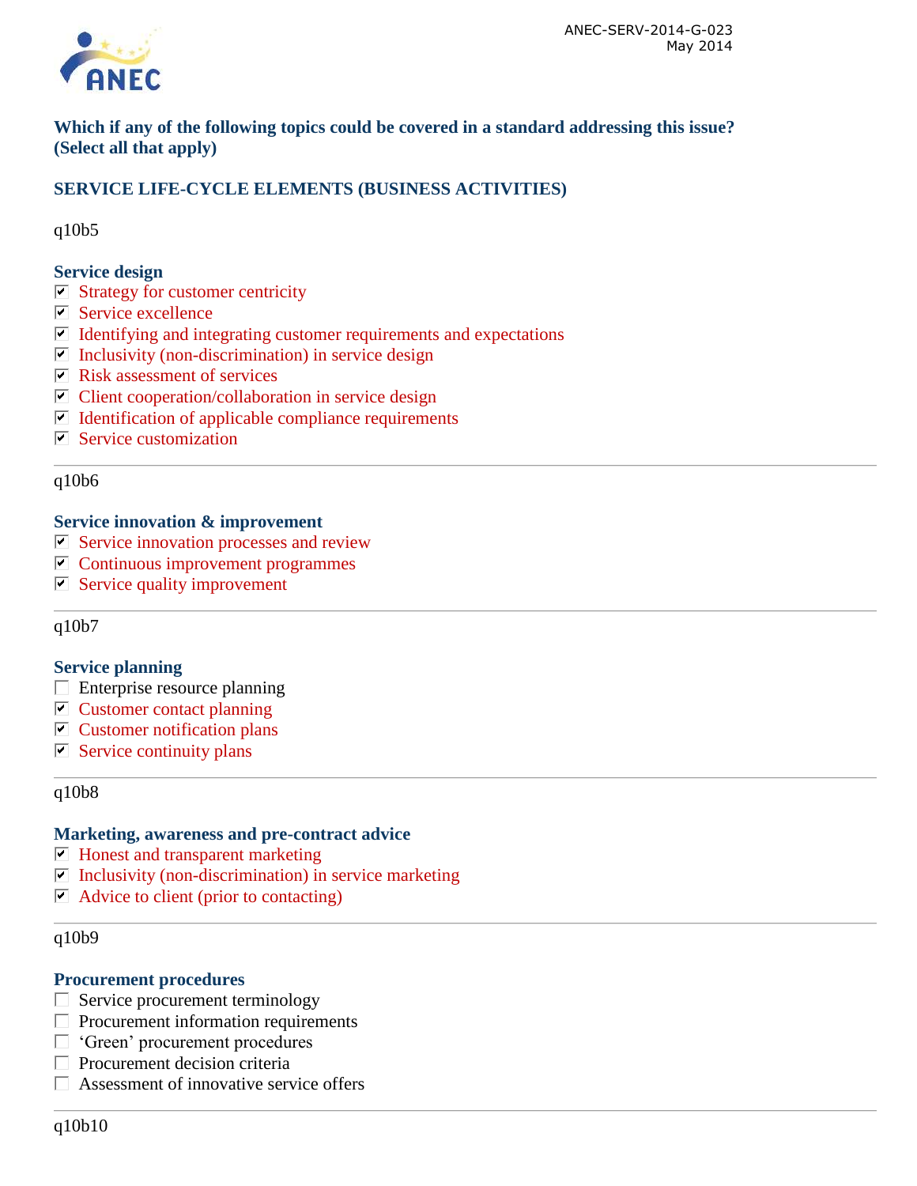**Which if any of the following topics could be covered in a standard addressing this issue? (Select all that apply)**

## SERVICE LIFE-CYCLE ELEMENTS (BUSINESS ACTIVITIES)

q10b5

### Service design

- [x] Strategy for customer centricity
- [x] Service excellence
- [x] Identifying and integrating customer requirements and expectations
- [x] Inclusivity (non-discrimination) in service design
- [x] Risk assessment of services
- [x] Client cooperation/collaboration in service design
- [x] Identification of applicable compliance requirements
- [x] Service customization

---

q10b6

### Service innovation & improvement

- [x] Service innovation processes and review
- [x] Continuous improvement programmes
- [x] Service quality improvement

---

q10b7

### Service planning

- [ ] Enterprise resource planning
- [x] Customer contact planning
- [x] Customer notification plans
- [x] Service continuity plans

---

q10b8

### Marketing, awareness and pre-contract advice

- [x] Honest and transparent marketing
- [x] Inclusivity (non-discrimination) in service marketing
- [x] Advice to client (prior to contacting)

---

q10b9

### Procurement procedures

- [ ] Service procurement terminology
- [ ] Procurement information requirements
- [ ] 'Green' procurement procedures
- [ ] Procurement decision criteria
- [ ] Assessment of innovative service offers

---

q10b10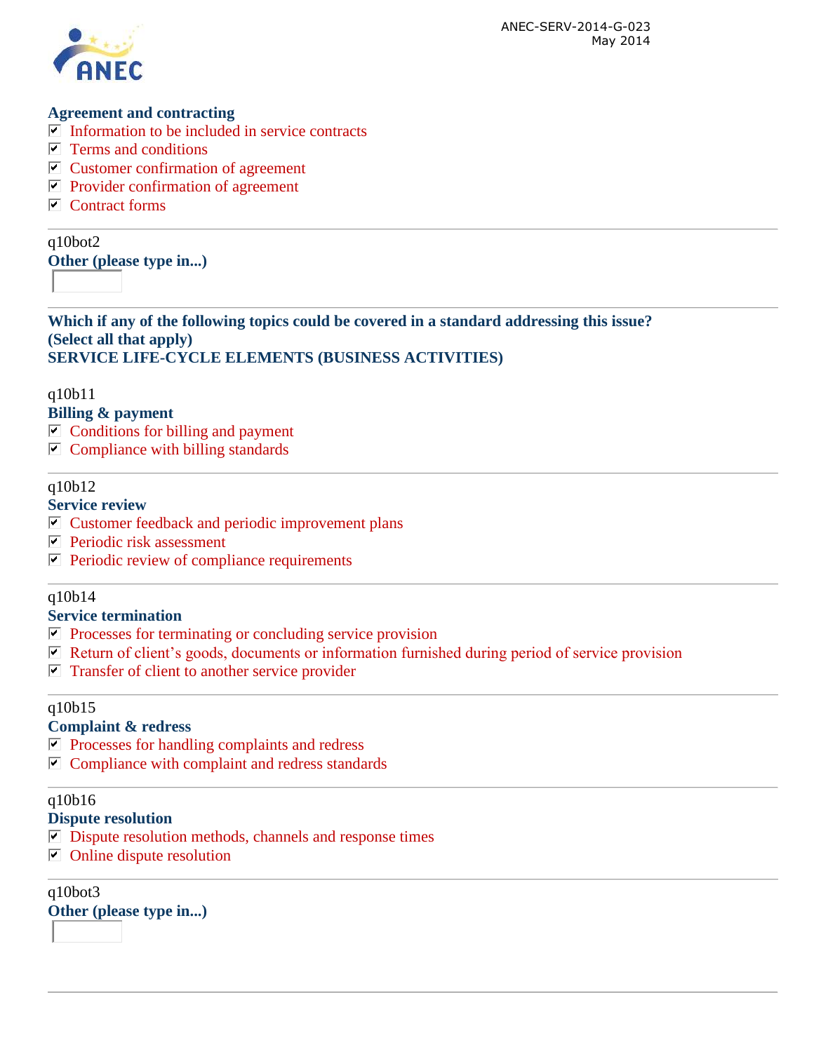**Agreement and contracting**

- [x] Information to be included in service contracts
- [x] Terms and conditions
- [x] Customer confirmation of agreement
- [x] Provider confirmation of agreement
- [x] Contract forms

---

q10bot2

**Other (please type in...)**

---

**Which if any of the following topics could be covered in a standard addressing this issue? (Select all that apply)**
**SERVICE LIFE-CYCLE ELEMENTS (BUSINESS ACTIVITIES)**

q10b11

**Billing & payment**

- [x] Conditions for billing and payment
- [x] Compliance with billing standards

---

q10b12

**Service review**

- [x] Customer feedback and periodic improvement plans
- [x] Periodic risk assessment
- [x] Periodic review of compliance requirements

---

q10b14

**Service termination**

- [x] Processes for terminating or concluding service provision
- [x] Return of client's goods, documents or information furnished during period of service provision
- [x] Transfer of client to another service provider

---

q10b15

**Complaint & redress**

- [x] Processes for handling complaints and redress
- [x] Compliance with complaint and redress standards

---

q10b16

**Dispute resolution**

- [x] Dispute resolution methods, channels and response times
- [x] Online dispute resolution

---

q10bot3

**Other (please type in...)**

---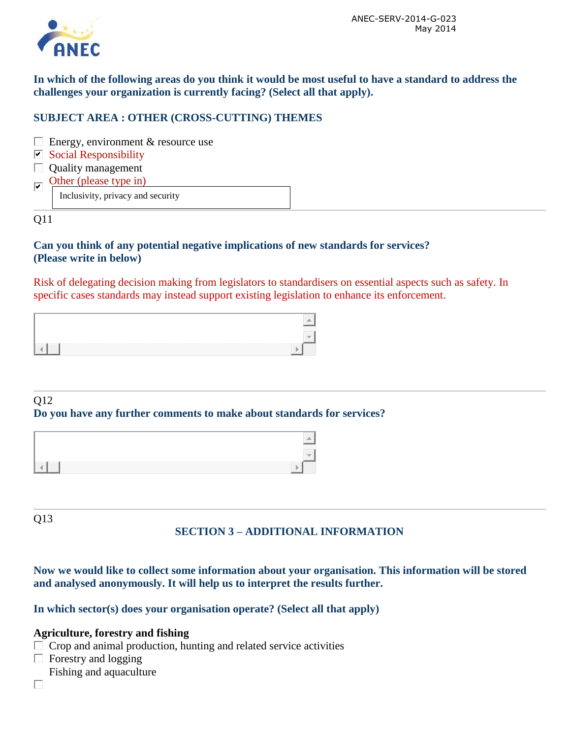**In which of the following areas do you think it would be most useful to have a standard to address the challenges your organization is currently facing? (Select all that apply).**

**SUBJECT AREA : OTHER (CROSS-CUTTING) THEMES**

- [ ] Energy, environment & resource use
- [x] Social Responsibility
- [ ] Quality management
- [x] Other (please type in)

 Inclusivity, privacy and security

Q11

**Can you think of any potential negative implications of new standards for services? (Please write in below)**

Risk of delegating decision making from legislators to standardisers on essential aspects such as safety. In specific cases standards may instead support existing legislation to enhance its enforcement.

Q12

**Do you have any further comments to make about standards for services?**

Q13

**SECTION 3 – ADDITIONAL INFORMATION**

**Now we would like to collect some information about your organisation. This information will be stored and analysed anonymously. It will help us to interpret the results further.**

**In which sector(s) does your organisation operate? (Select all that apply)**

**Agriculture, forestry and fishing**

- [ ] Crop and animal production, hunting and related service activities
- [ ] Forestry and logging
- [ ] Fishing and aquaculture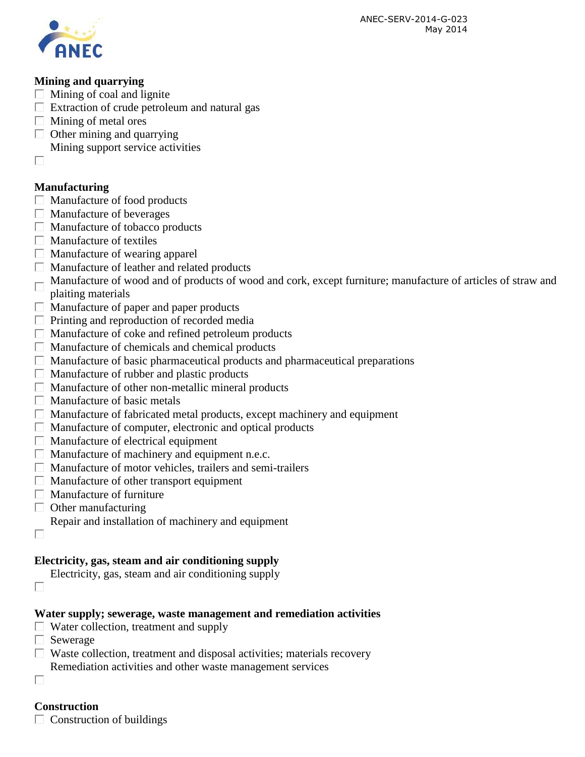**Mining and quarrying**

- ☐ Mining of coal and lignite
- ☐ Extraction of crude petroleum and natural gas
- ☐ Mining of metal ores
- ☐ Other mining and quarrying
- ☐ Mining support service activities

**Manufacturing**

- ☐ Manufacture of food products
- ☐ Manufacture of beverages
- ☐ Manufacture of tobacco products
- ☐ Manufacture of textiles
- ☐ Manufacture of wearing apparel
- ☐ Manufacture of leather and related products
- ☐ Manufacture of wood and of products of wood and cork, except furniture; manufacture of articles of straw and plaiting materials
- ☐ Manufacture of paper and paper products
- ☐ Printing and reproduction of recorded media
- ☐ Manufacture of coke and refined petroleum products
- ☐ Manufacture of chemicals and chemical products
- ☐ Manufacture of basic pharmaceutical products and pharmaceutical preparations
- ☐ Manufacture of rubber and plastic products
- ☐ Manufacture of other non-metallic mineral products
- ☐ Manufacture of basic metals
- ☐ Manufacture of fabricated metal products, except machinery and equipment
- ☐ Manufacture of computer, electronic and optical products
- ☐ Manufacture of electrical equipment
- ☐ Manufacture of machinery and equipment n.e.c.
- ☐ Manufacture of motor vehicles, trailers and semi-trailers
- ☐ Manufacture of other transport equipment
- ☐ Manufacture of furniture
- ☐ Other manufacturing
- ☐ Repair and installation of machinery and equipment

**Electricity, gas, steam and air conditioning supply**

- ☐ Electricity, gas, steam and air conditioning supply

**Water supply; sewerage, waste management and remediation activities**

- ☐ Water collection, treatment and supply
- ☐ Sewerage
- ☐ Waste collection, treatment and disposal activities; materials recovery
- ☐ Remediation activities and other waste management services

**Construction**

- ☐ Construction of buildings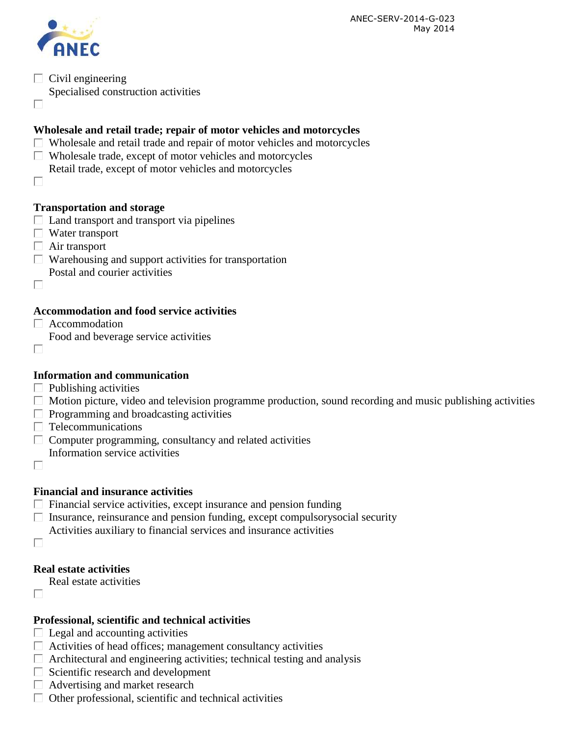- [ ] Civil engineering
- [ ] Specialised construction activities

**Wholesale and retail trade; repair of motor vehicles and motorcycles**

- [ ] Wholesale and retail trade and repair of motor vehicles and motorcycles
- [ ] Wholesale trade, except of motor vehicles and motorcycles
- [ ] Retail trade, except of motor vehicles and motorcycles

**Transportation and storage**

- [ ] Land transport and transport via pipelines
- [ ] Water transport
- [ ] Air transport
- [ ] Warehousing and support activities for transportation
- [ ] Postal and courier activities

**Accommodation and food service activities**

- [ ] Accommodation
- [ ] Food and beverage service activities

**Information and communication**

- [ ] Publishing activities
- [ ] Motion picture, video and television programme production, sound recording and music publishing activities
- [ ] Programming and broadcasting activities
- [ ] Telecommunications
- [ ] Computer programming, consultancy and related activities
- [ ] Information service activities

**Financial and insurance activities**

- [ ] Financial service activities, except insurance and pension funding
- [ ] Insurance, reinsurance and pension funding, except compulsorysocial security
- [ ] Activities auxiliary to financial services and insurance activities

**Real estate activities**

- [ ] Real estate activities

**Professional, scientific and technical activities**

- [ ] Legal and accounting activities
- [ ] Activities of head offices; management consultancy activities
- [ ] Architectural and engineering activities; technical testing and analysis
- [ ] Scientific research and development
- [ ] Advertising and market research
- [ ] Other professional, scientific and technical activities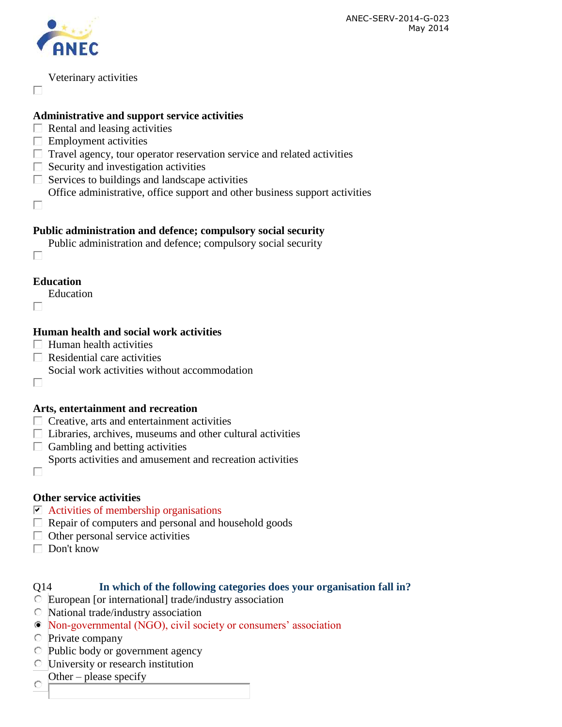- [ ] Veterinary activities

**Administrative and support service activities**

- [ ] Rental and leasing activities
- [ ] Employment activities
- [ ] Travel agency, tour operator reservation service and related activities
- [ ] Security and investigation activities
- [ ] Services to buildings and landscape activities
- [ ] Office administrative, office support and other business support activities

**Public administration and defence; compulsory social security**

- [ ] Public administration and defence; compulsory social security

**Education**

- [ ] Education

**Human health and social work activities**

- [ ] Human health activities
- [ ] Residential care activities
- [ ] Social work activities without accommodation

**Arts, entertainment and recreation**

- [ ] Creative, arts and entertainment activities
- [ ] Libraries, archives, museums and other cultural activities
- [ ] Gambling and betting activities
- [ ] Sports activities and amusement and recreation activities

**Other service activities**

- [x] Activities of membership organisations
- [ ] Repair of computers and personal and household goods
- [ ] Other personal service activities
- [ ] Don't know

Q14 **In which of the following categories does your organisation fall in?**

- ○ European [or international] trade/industry association
- ○ National trade/industry association
- ● Non-governmental (NGO), civil society or consumers' association
- ○ Private company
- ○ Public body or government agency
- ○ University or research institution
- ○ Other – please specify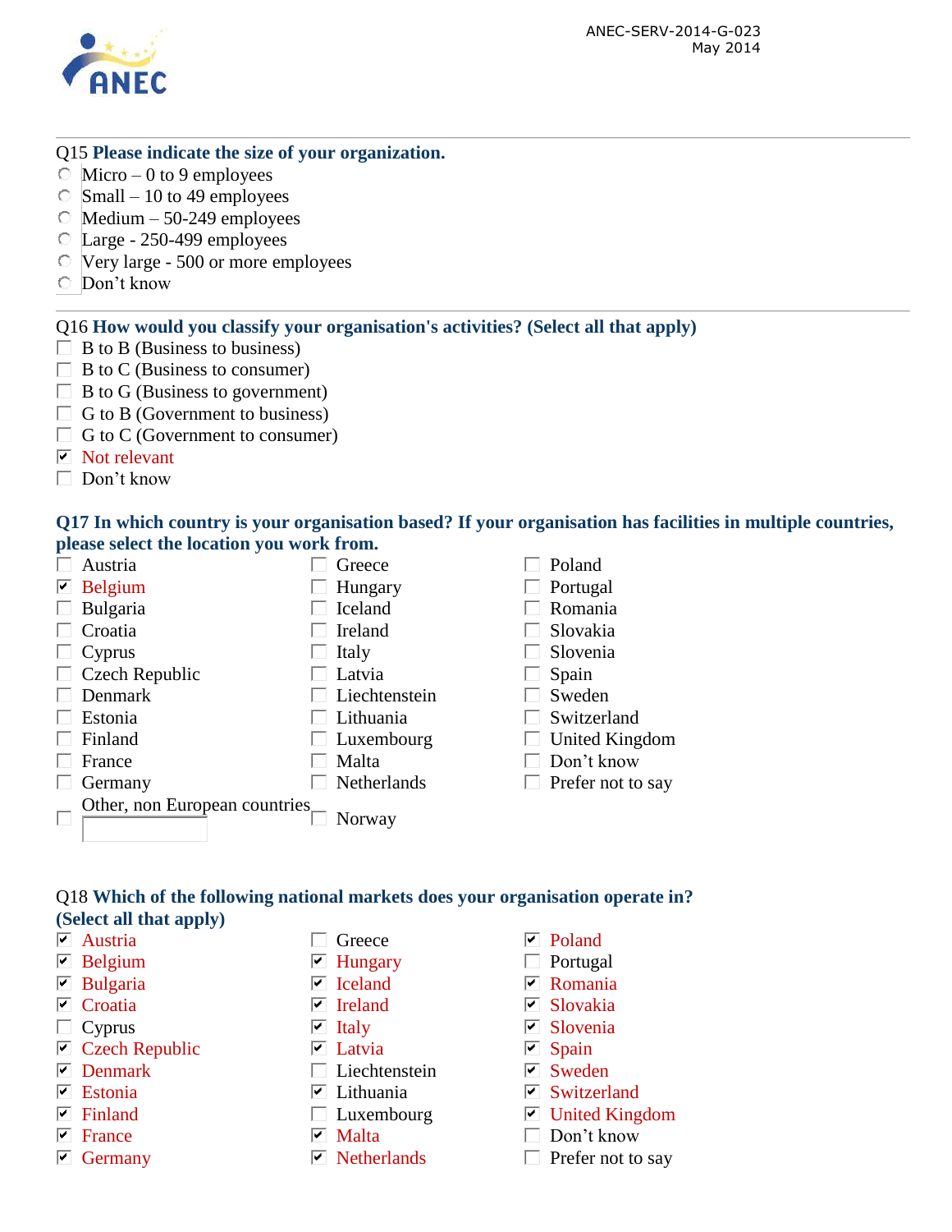Q15 **Please indicate the size of your organization.**

- ○ Micro – 0 to 9 employees
- ○ Small – 10 to 49 employees
- ○ Medium – 50-249 employees
- ○ Large - 250-499 employees
- ○ Very large - 500 or more employees
- ○ Don't know

---

Q16 **How would you classify your organisation's activities? (Select all that apply)**

- ☐ B to B (Business to business)
- ☐ B to C (Business to consumer)
- ☐ B to G (Business to government)
- ☐ G to B (Government to business)
- ☐ G to C (Government to consumer)
- ☑ Not relevant
- ☐ Don't know

**Q17 In which country is your organisation based? If your organisation has facilities in multiple countries, please select the location you work from.**

- ☐ Austria
- ☑ Belgium
- ☐ Bulgaria
- ☐ Croatia
- ☐ Cyprus
- ☐ Czech Republic
- ☐ Denmark
- ☐ Estonia
- ☐ Finland
- ☐ France
- ☐ Germany
- ☐ Other, non European countries ______
- ☐ Greece
- ☐ Hungary
- ☐ Iceland
- ☐ Ireland
- ☐ Italy
- ☐ Latvia
- ☐ Liechtenstein
- ☐ Lithuania
- ☐ Luxembourg
- ☐ Malta
- ☐ Netherlands
- ☐ Norway
- ☐ Poland
- ☐ Portugal
- ☐ Romania
- ☐ Slovakia
- ☐ Slovenia
- ☐ Spain
- ☐ Sweden
- ☐ Switzerland
- ☐ United Kingdom
- ☐ Don't know
- ☐ Prefer not to say

Q18 **Which of the following national markets does your organisation operate in? (Select all that apply)**

- ☑ Austria
- ☑ Belgium
- ☑ Bulgaria
- ☑ Croatia
- ☐ Cyprus
- ☑ Czech Republic
- ☑ Denmark
- ☑ Estonia
- ☑ Finland
- ☑ France
- ☑ Germany
- ☐ Greece
- ☑ Hungary
- ☑ Iceland
- ☑ Ireland
- ☑ Italy
- ☑ Latvia
- ☐ Liechtenstein
- ☑ Lithuania
- ☐ Luxembourg
- ☑ Malta
- ☑ Netherlands
- ☑ Poland
- ☐ Portugal
- ☑ Romania
- ☑ Slovakia
- ☑ Slovenia
- ☑ Spain
- ☑ Sweden
- ☑ Switzerland
- ☑ United Kingdom
- ☐ Don't know
- ☐ Prefer not to say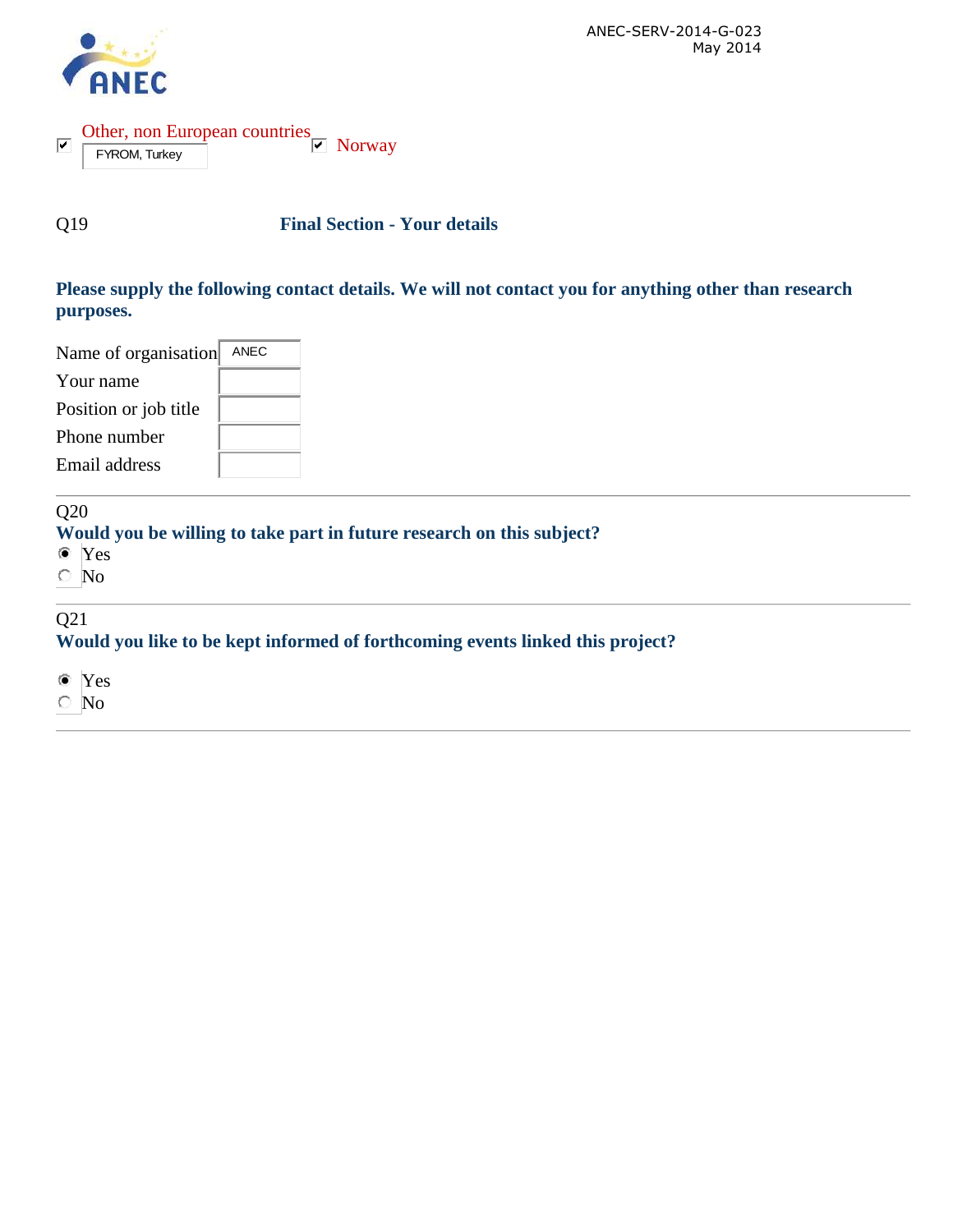- [x] Other, non European countries: FYROM, Turkey
- [x] Norway

Q19 **Final Section - Your details**

**Please supply the following contact details. We will not contact you for anything other than research purposes.**

| | |
|---|---|
| Name of organisation | ANEC |
| Your name | |
| Position or job title | |
| Phone number | |
| Email address | |

---

Q20
**Would you be willing to take part in future research on this subject?**

- (●) Yes
- ( ) No

---

Q21
**Would you like to be kept informed of forthcoming events linked this project?**

- (●) Yes
- ( ) No

---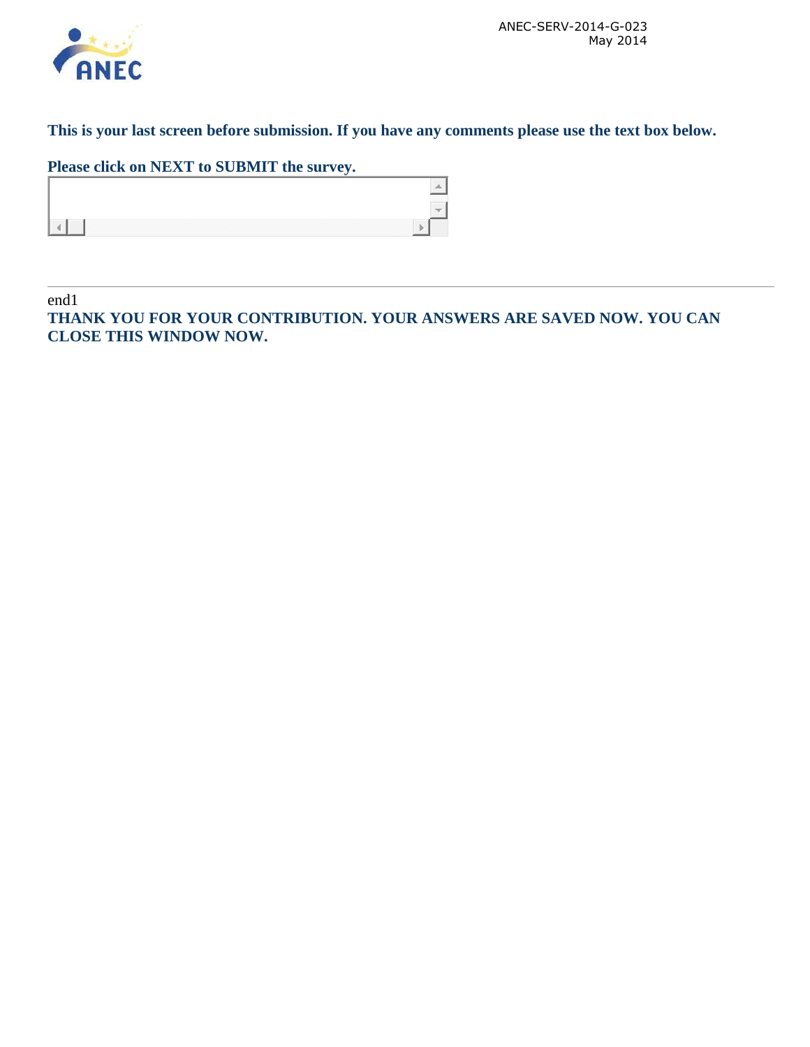**This is your last screen before submission. If you have any comments please use the text box below.**

**Please click on NEXT to SUBMIT the survey.**

---

end1

**THANK YOU FOR YOUR CONTRIBUTION. YOUR ANSWERS ARE SAVED NOW. YOU CAN CLOSE THIS WINDOW NOW.**